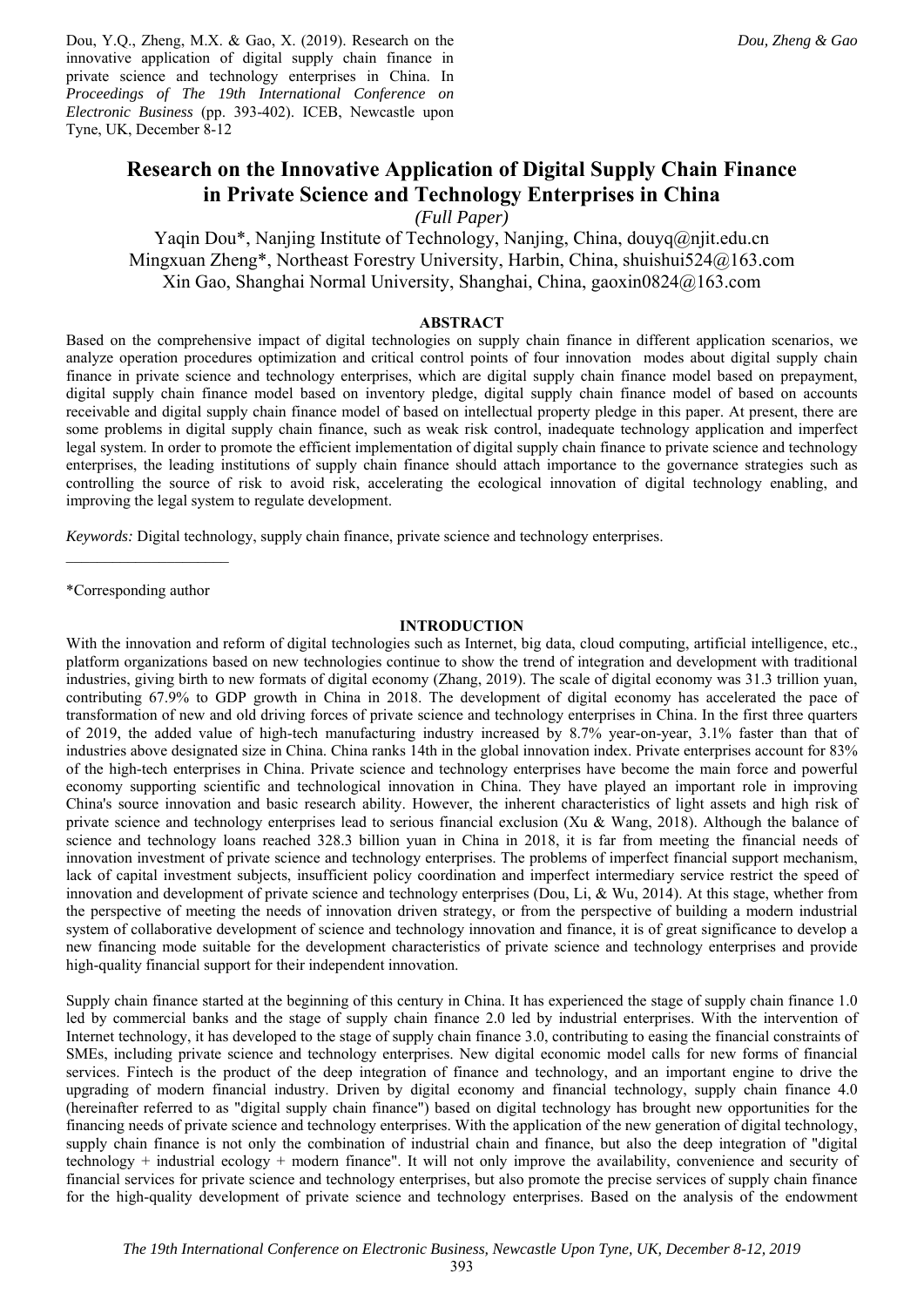Dou, Y.Q., Zheng, M.X. & Gao, X. (2019). Research on the innovative application of digital supply chain finance in private science and technology enterprises in China. In *Proceedings of The 19th International Conference on Electronic Business* (pp. 393-402). ICEB, Newcastle upon Tyne, UK, December 8-12

# Research on the Innovative Application of Digital Supply Chain Finance in Private Science and Technology Enterprises in China

*(Full Paper)*

Yaqin Dou*, Nanjing Institute of Technology, Nanjing, China, douyq@njit.edu.cn
Mingxuan Zheng*, Northeast Forestry University, Harbin, China, shuishui524@163.com
Xin Gao, Shanghai Normal University, Shanghai, China, gaoxin0824@163.com

## ABSTRACT

Based on the comprehensive impact of digital technologies on supply chain finance in different application scenarios, we analyze operation procedures optimization and critical control points of four innovation modes about digital supply chain finance in private science and technology enterprises, which are digital supply chain finance model based on prepayment, digital supply chain finance model based on inventory pledge, digital supply chain finance model of based on accounts receivable and digital supply chain finance model of based on intellectual property pledge in this paper. At present, there are some problems in digital supply chain finance, such as weak risk control, inadequate technology application and imperfect legal system. In order to promote the efficient implementation of digital supply chain finance to private science and technology enterprises, the leading institutions of supply chain finance should attach importance to the governance strategies such as controlling the source of risk to avoid risk, accelerating the ecological innovation of digital technology enabling, and improving the legal system to regulate development.

*Keywords:* Digital technology, supply chain finance, private science and technology enterprises.

*Corresponding author

## INTRODUCTION

With the innovation and reform of digital technologies such as Internet, big data, cloud computing, artificial intelligence, etc., platform organizations based on new technologies continue to show the trend of integration and development with traditional industries, giving birth to new formats of digital economy (Zhang, 2019). The scale of digital economy was 31.3 trillion yuan, contributing 67.9% to GDP growth in China in 2018. The development of digital economy has accelerated the pace of transformation of new and old driving forces of private science and technology enterprises in China. In the first three quarters of 2019, the added value of high-tech manufacturing industry increased by 8.7% year-on-year, 3.1% faster than that of industries above designated size in China. China ranks 14th in the global innovation index. Private enterprises account for 83% of the high-tech enterprises in China. Private science and technology enterprises have become the main force and powerful economy supporting scientific and technological innovation in China. They have played an important role in improving China's source innovation and basic research ability. However, the inherent characteristics of light assets and high risk of private science and technology enterprises lead to serious financial exclusion (Xu & Wang, 2018). Although the balance of science and technology loans reached 328.3 billion yuan in China in 2018, it is far from meeting the financial needs of innovation investment of private science and technology enterprises. The problems of imperfect financial support mechanism, lack of capital investment subjects, insufficient policy coordination and imperfect intermediary service restrict the speed of innovation and development of private science and technology enterprises (Dou, Li, & Wu, 2014). At this stage, whether from the perspective of meeting the needs of innovation driven strategy, or from the perspective of building a modern industrial system of collaborative development of science and technology innovation and finance, it is of great significance to develop a new financing mode suitable for the development characteristics of private science and technology enterprises and provide high-quality financial support for their independent innovation.

Supply chain finance started at the beginning of this century in China. It has experienced the stage of supply chain finance 1.0 led by commercial banks and the stage of supply chain finance 2.0 led by industrial enterprises. With the intervention of Internet technology, it has developed to the stage of supply chain finance 3.0, contributing to easing the financial constraints of SMEs, including private science and technology enterprises. New digital economic model calls for new forms of financial services. Fintech is the product of the deep integration of finance and technology, and an important engine to drive the upgrading of modern financial industry. Driven by digital economy and financial technology, supply chain finance 4.0 (hereinafter referred to as "digital supply chain finance") based on digital technology has brought new opportunities for the financing needs of private science and technology enterprises. With the application of the new generation of digital technology, supply chain finance is not only the combination of industrial chain and finance, but also the deep integration of "digital technology + industrial ecology + modern finance". It will not only improve the availability, convenience and security of financial services for private science and technology enterprises, but also promote the precise services of supply chain finance for the high-quality development of private science and technology enterprises. Based on the analysis of the endowment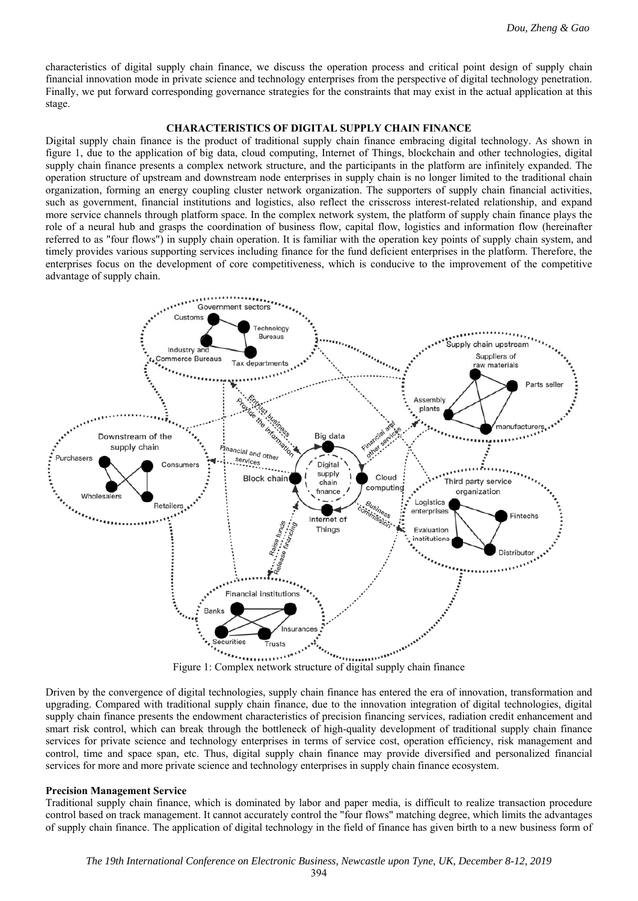characteristics of digital supply chain finance, we discuss the operation process and critical point design of supply chain financial innovation mode in private science and technology enterprises from the perspective of digital technology penetration. Finally, we put forward corresponding governance strategies for the constraints that may exist in the actual application at this stage.

## CHARACTERISTICS OF DIGITAL SUPPLY CHAIN FINANCE

Digital supply chain finance is the product of traditional supply chain finance embracing digital technology. As shown in figure 1, due to the application of big data, cloud computing, Internet of Things, blockchain and other technologies, digital supply chain finance presents a complex network structure, and the participants in the platform are infinitely expanded. The operation structure of upstream and downstream node enterprises in supply chain is no longer limited to the traditional chain organization, forming an energy coupling cluster network organization. The supporters of supply chain financial activities, such as government, financial institutions and logistics, also reflect the crisscross interest-related relationship, and expand more service channels through platform space. In the complex network system, the platform of supply chain finance plays the role of a neural hub and grasps the coordination of business flow, capital flow, logistics and information flow (hereinafter referred to as "four flows") in supply chain operation. It is familiar with the operation key points of supply chain system, and timely provides various supporting services including finance for the fund deficient enterprises in the platform. Therefore, the enterprises focus on the development of core competitiveness, which is conducive to the improvement of the competitive advantage of supply chain.

Figure 1: Complex network structure of digital supply chain finance

Driven by the convergence of digital technologies, supply chain finance has entered the era of innovation, transformation and upgrading. Compared with traditional supply chain finance, due to the innovation integration of digital technologies, digital supply chain finance presents the endowment characteristics of precision financing services, radiation credit enhancement and smart risk control, which can break through the bottleneck of high-quality development of traditional supply chain finance services for private science and technology enterprises in terms of service cost, operation efficiency, risk management and control, time and space span, etc. Thus, digital supply chain finance may provide diversified and personalized financial services for more and more private science and technology enterprises in supply chain finance ecosystem.

### Precision Management Service

Traditional supply chain finance, which is dominated by labor and paper media, is difficult to realize transaction procedure control based on track management. It cannot accurately control the "four flows" matching degree, which limits the advantages of supply chain finance. The application of digital technology in the field of finance has given birth to a new business form of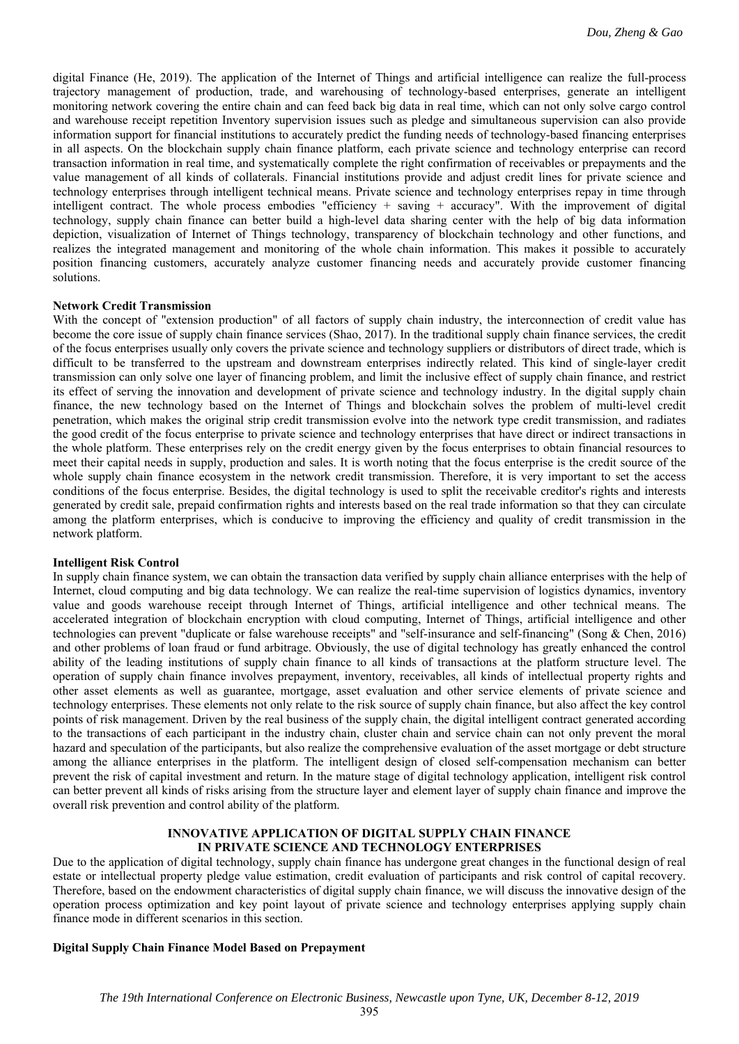digital Finance (He, 2019). The application of the Internet of Things and artificial intelligence can realize the full-process trajectory management of production, trade, and warehousing of technology-based enterprises, generate an intelligent monitoring network covering the entire chain and can feed back big data in real time, which can not only solve cargo control and warehouse receipt repetition Inventory supervision issues such as pledge and simultaneous supervision can also provide information support for financial institutions to accurately predict the funding needs of technology-based financing enterprises in all aspects. On the blockchain supply chain finance platform, each private science and technology enterprise can record transaction information in real time, and systematically complete the right confirmation of receivables or prepayments and the value management of all kinds of collaterals. Financial institutions provide and adjust credit lines for private science and technology enterprises through intelligent technical means. Private science and technology enterprises repay in time through intelligent contract. The whole process embodies "efficiency + saving + accuracy". With the improvement of digital technology, supply chain finance can better build a high-level data sharing center with the help of big data information depiction, visualization of Internet of Things technology, transparency of blockchain technology and other functions, and realizes the integrated management and monitoring of the whole chain information. This makes it possible to accurately position financing customers, accurately analyze customer financing needs and accurately provide customer financing solutions.

### Network Credit Transmission

With the concept of "extension production" of all factors of supply chain industry, the interconnection of credit value has become the core issue of supply chain finance services (Shao, 2017). In the traditional supply chain finance services, the credit of the focus enterprises usually only covers the private science and technology suppliers or distributors of direct trade, which is difficult to be transferred to the upstream and downstream enterprises indirectly related. This kind of single-layer credit transmission can only solve one layer of financing problem, and limit the inclusive effect of supply chain finance, and restrict its effect of serving the innovation and development of private science and technology industry. In the digital supply chain finance, the new technology based on the Internet of Things and blockchain solves the problem of multi-level credit penetration, which makes the original strip credit transmission evolve into the network type credit transmission, and radiates the good credit of the focus enterprise to private science and technology enterprises that have direct or indirect transactions in the whole platform. These enterprises rely on the credit energy given by the focus enterprises to obtain financial resources to meet their capital needs in supply, production and sales. It is worth noting that the focus enterprise is the credit source of the whole supply chain finance ecosystem in the network credit transmission. Therefore, it is very important to set the access conditions of the focus enterprise. Besides, the digital technology is used to split the receivable creditor's rights and interests generated by credit sale, prepaid confirmation rights and interests based on the real trade information so that they can circulate among the platform enterprises, which is conducive to improving the efficiency and quality of credit transmission in the network platform.

### Intelligent Risk Control

In supply chain finance system, we can obtain the transaction data verified by supply chain alliance enterprises with the help of Internet, cloud computing and big data technology. We can realize the real-time supervision of logistics dynamics, inventory value and goods warehouse receipt through Internet of Things, artificial intelligence and other technical means. The accelerated integration of blockchain encryption with cloud computing, Internet of Things, artificial intelligence and other technologies can prevent "duplicate or false warehouse receipts" and "self-insurance and self-financing" (Song & Chen, 2016) and other problems of loan fraud or fund arbitrage. Obviously, the use of digital technology has greatly enhanced the control ability of the leading institutions of supply chain finance to all kinds of transactions at the platform structure level. The operation of supply chain finance involves prepayment, inventory, receivables, all kinds of intellectual property rights and other asset elements as well as guarantee, mortgage, asset evaluation and other service elements of private science and technology enterprises. These elements not only relate to the risk source of supply chain finance, but also affect the key control points of risk management. Driven by the real business of the supply chain, the digital intelligent contract generated according to the transactions of each participant in the industry chain, cluster chain and service chain can not only prevent the moral hazard and speculation of the participants, but also realize the comprehensive evaluation of the asset mortgage or debt structure among the alliance enterprises in the platform. The intelligent design of closed self-compensation mechanism can better prevent the risk of capital investment and return. In the mature stage of digital technology application, intelligent risk control can better prevent all kinds of risks arising from the structure layer and element layer of supply chain finance and improve the overall risk prevention and control ability of the platform.

## INNOVATIVE APPLICATION OF DIGITAL SUPPLY CHAIN FINANCE IN PRIVATE SCIENCE AND TECHNOLOGY ENTERPRISES

Due to the application of digital technology, supply chain finance has undergone great changes in the functional design of real estate or intellectual property pledge value estimation, credit evaluation of participants and risk control of capital recovery. Therefore, based on the endowment characteristics of digital supply chain finance, we will discuss the innovative design of the operation process optimization and key point layout of private science and technology enterprises applying supply chain finance mode in different scenarios in this section.

### Digital Supply Chain Finance Model Based on Prepayment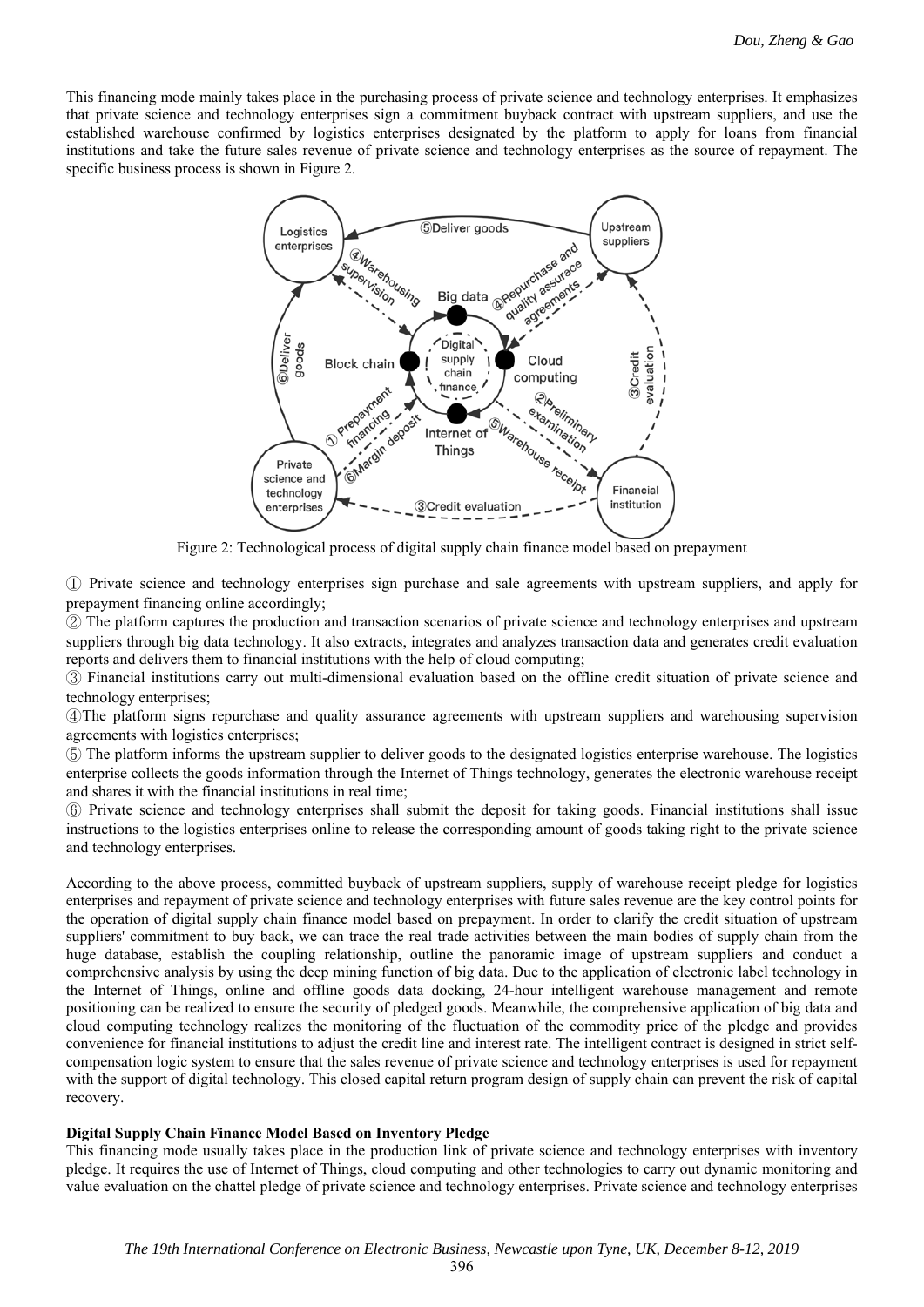This financing mode mainly takes place in the purchasing process of private science and technology enterprises. It emphasizes that private science and technology enterprises sign a commitment buyback contract with upstream suppliers, and use the established warehouse confirmed by logistics enterprises designated by the platform to apply for loans from financial institutions and take the future sales revenue of private science and technology enterprises as the source of repayment. The specific business process is shown in Figure 2.

Figure 2: Technological process of digital supply chain finance model based on prepayment

① Private science and technology enterprises sign purchase and sale agreements with upstream suppliers, and apply for prepayment financing online accordingly;

② The platform captures the production and transaction scenarios of private science and technology enterprises and upstream suppliers through big data technology. It also extracts, integrates and analyzes transaction data and generates credit evaluation reports and delivers them to financial institutions with the help of cloud computing;

③ Financial institutions carry out multi-dimensional evaluation based on the offline credit situation of private science and technology enterprises;

④The platform signs repurchase and quality assurance agreements with upstream suppliers and warehousing supervision agreements with logistics enterprises;

⑤ The platform informs the upstream supplier to deliver goods to the designated logistics enterprise warehouse. The logistics enterprise collects the goods information through the Internet of Things technology, generates the electronic warehouse receipt and shares it with the financial institutions in real time;

⑥ Private science and technology enterprises shall submit the deposit for taking goods. Financial institutions shall issue instructions to the logistics enterprises online to release the corresponding amount of goods taking right to the private science and technology enterprises.

According to the above process, committed buyback of upstream suppliers, supply of warehouse receipt pledge for logistics enterprises and repayment of private science and technology enterprises with future sales revenue are the key control points for the operation of digital supply chain finance model based on prepayment. In order to clarify the credit situation of upstream suppliers' commitment to buy back, we can trace the real trade activities between the main bodies of supply chain from the huge database, establish the coupling relationship, outline the panoramic image of upstream suppliers and conduct a comprehensive analysis by using the deep mining function of big data. Due to the application of electronic label technology in the Internet of Things, online and offline goods data docking, 24-hour intelligent warehouse management and remote positioning can be realized to ensure the security of pledged goods. Meanwhile, the comprehensive application of big data and cloud computing technology realizes the monitoring of the fluctuation of the commodity price of the pledge and provides convenience for financial institutions to adjust the credit line and interest rate. The intelligent contract is designed in strict self-compensation logic system to ensure that the sales revenue of private science and technology enterprises is used for repayment with the support of digital technology. This closed capital return program design of supply chain can prevent the risk of capital recovery.

**Digital Supply Chain Finance Model Based on Inventory Pledge**

This financing mode usually takes place in the production link of private science and technology enterprises with inventory pledge. It requires the use of Internet of Things, cloud computing and other technologies to carry out dynamic monitoring and value evaluation on the chattel pledge of private science and technology enterprises. Private science and technology enterprises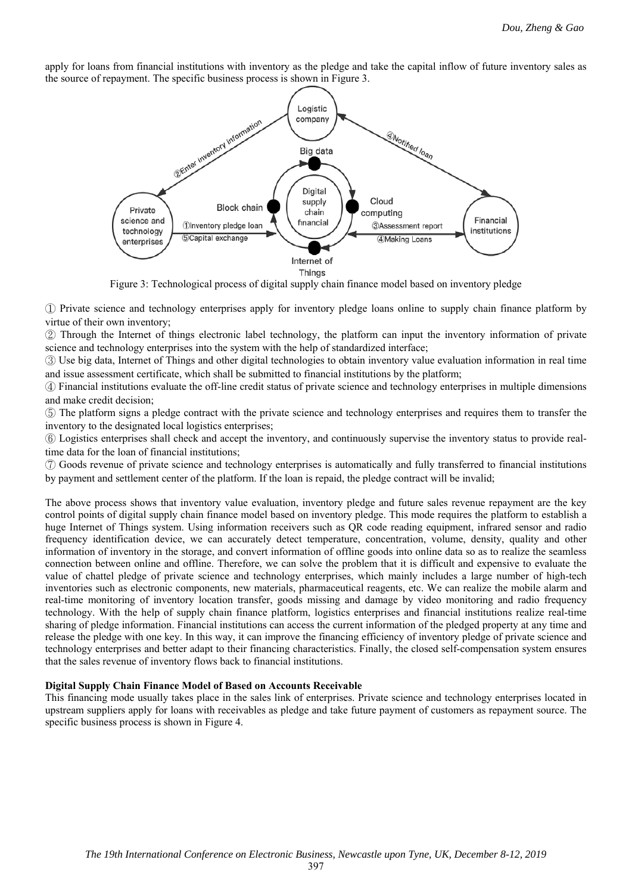apply for loans from financial institutions with inventory as the pledge and take the capital inflow of future inventory sales as the source of repayment. The specific business process is shown in Figure 3.

Figure 3: Technological process of digital supply chain finance model based on inventory pledge

① Private science and technology enterprises apply for inventory pledge loans online to supply chain finance platform by virtue of their own inventory;

② Through the Internet of things electronic label technology, the platform can input the inventory information of private science and technology enterprises into the system with the help of standardized interface;

③ Use big data, Internet of Things and other digital technologies to obtain inventory value evaluation information in real time and issue assessment certificate, which shall be submitted to financial institutions by the platform;

④ Financial institutions evaluate the off-line credit status of private science and technology enterprises in multiple dimensions and make credit decision;

⑤ The platform signs a pledge contract with the private science and technology enterprises and requires them to transfer the inventory to the designated local logistics enterprises;

⑥ Logistics enterprises shall check and accept the inventory, and continuously supervise the inventory status to provide real-time data for the loan of financial institutions;

⑦ Goods revenue of private science and technology enterprises is automatically and fully transferred to financial institutions by payment and settlement center of the platform. If the loan is repaid, the pledge contract will be invalid;

The above process shows that inventory value evaluation, inventory pledge and future sales revenue repayment are the key control points of digital supply chain finance model based on inventory pledge. This mode requires the platform to establish a huge Internet of Things system. Using information receivers such as QR code reading equipment, infrared sensor and radio frequency identification device, we can accurately detect temperature, concentration, volume, density, quality and other information of inventory in the storage, and convert information of offline goods into online data so as to realize the seamless connection between online and offline. Therefore, we can solve the problem that it is difficult and expensive to evaluate the value of chattel pledge of private science and technology enterprises, which mainly includes a large number of high-tech inventories such as electronic components, new materials, pharmaceutical reagents, etc. We can realize the mobile alarm and real-time monitoring of inventory location transfer, goods missing and damage by video monitoring and radio frequency technology. With the help of supply chain finance platform, logistics enterprises and financial institutions realize real-time sharing of pledge information. Financial institutions can access the current information of the pledged property at any time and release the pledge with one key. In this way, it can improve the financing efficiency of inventory pledge of private science and technology enterprises and better adapt to their financing characteristics. Finally, the closed self-compensation system ensures that the sales revenue of inventory flows back to financial institutions.

**Digital Supply Chain Finance Model of Based on Accounts Receivable**

This financing mode usually takes place in the sales link of enterprises. Private science and technology enterprises located in upstream suppliers apply for loans with receivables as pledge and take future payment of customers as repayment source. The specific business process is shown in Figure 4.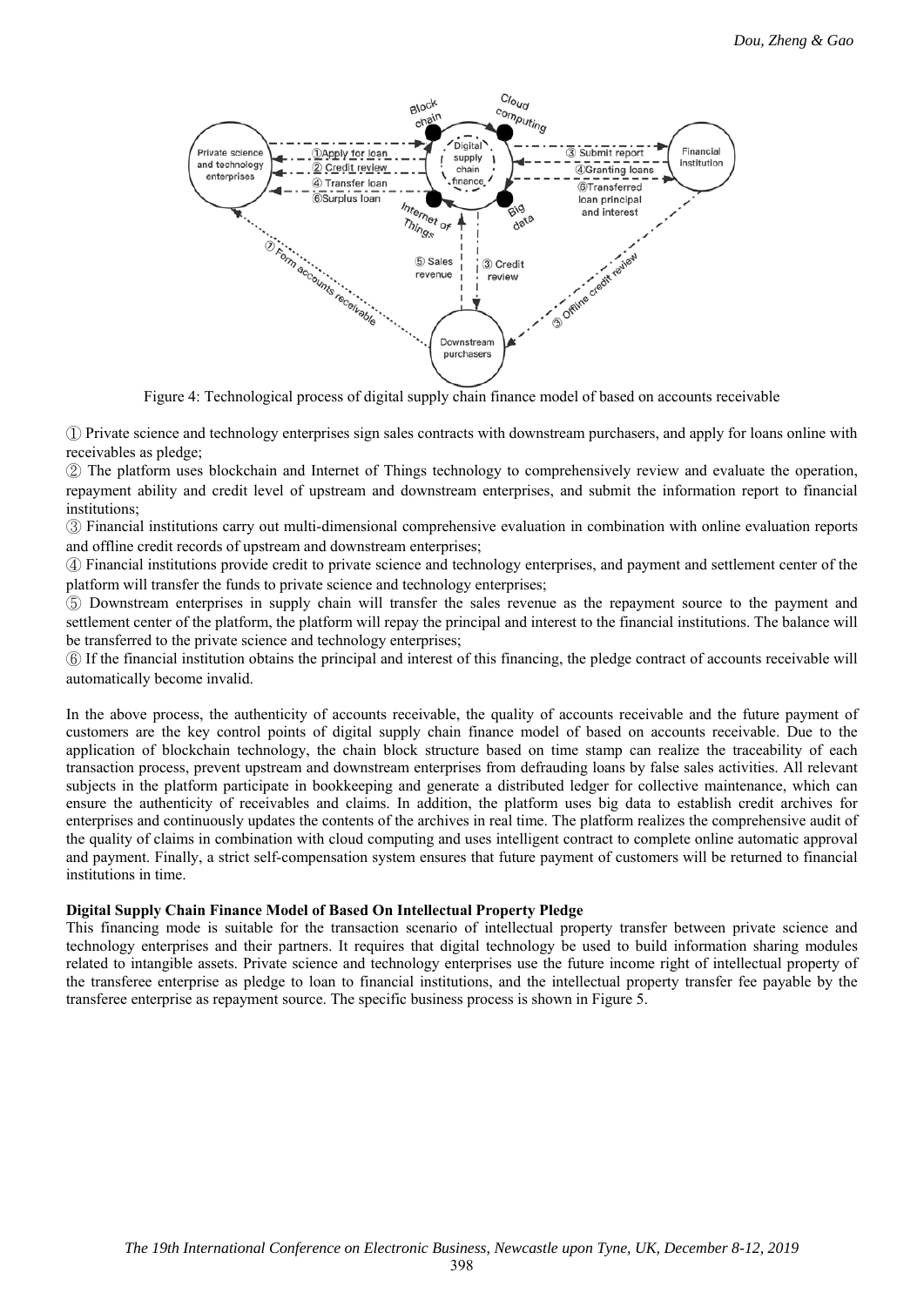Figure 4: Technological process of digital supply chain finance model of based on accounts receivable

① Private science and technology enterprises sign sales contracts with downstream purchasers, and apply for loans online with receivables as pledge;

② The platform uses blockchain and Internet of Things technology to comprehensively review and evaluate the operation, repayment ability and credit level of upstream and downstream enterprises, and submit the information report to financial institutions;

③ Financial institutions carry out multi-dimensional comprehensive evaluation in combination with online evaluation reports and offline credit records of upstream and downstream enterprises;

④ Financial institutions provide credit to private science and technology enterprises, and payment and settlement center of the platform will transfer the funds to private science and technology enterprises;

⑤ Downstream enterprises in supply chain will transfer the sales revenue as the repayment source to the payment and settlement center of the platform, the platform will repay the principal and interest to the financial institutions. The balance will be transferred to the private science and technology enterprises;

⑥ If the financial institution obtains the principal and interest of this financing, the pledge contract of accounts receivable will automatically become invalid.

In the above process, the authenticity of accounts receivable, the quality of accounts receivable and the future payment of customers are the key control points of digital supply chain finance model of based on accounts receivable. Due to the application of blockchain technology, the chain block structure based on time stamp can realize the traceability of each transaction process, prevent upstream and downstream enterprises from defrauding loans by false sales activities. All relevant subjects in the platform participate in bookkeeping and generate a distributed ledger for collective maintenance, which can ensure the authenticity of receivables and claims. In addition, the platform uses big data to establish credit archives for enterprises and continuously updates the contents of the archives in real time. The platform realizes the comprehensive audit of the quality of claims in combination with cloud computing and uses intelligent contract to complete online automatic approval and payment. Finally, a strict self-compensation system ensures that future payment of customers will be returned to financial institutions in time.

**Digital Supply Chain Finance Model of Based On Intellectual Property Pledge**

This financing mode is suitable for the transaction scenario of intellectual property transfer between private science and technology enterprises and their partners. It requires that digital technology be used to build information sharing modules related to intangible assets. Private science and technology enterprises use the future income right of intellectual property of the transferee enterprise as pledge to loan to financial institutions, and the intellectual property transfer fee payable by the transferee enterprise as repayment source. The specific business process is shown in Figure 5.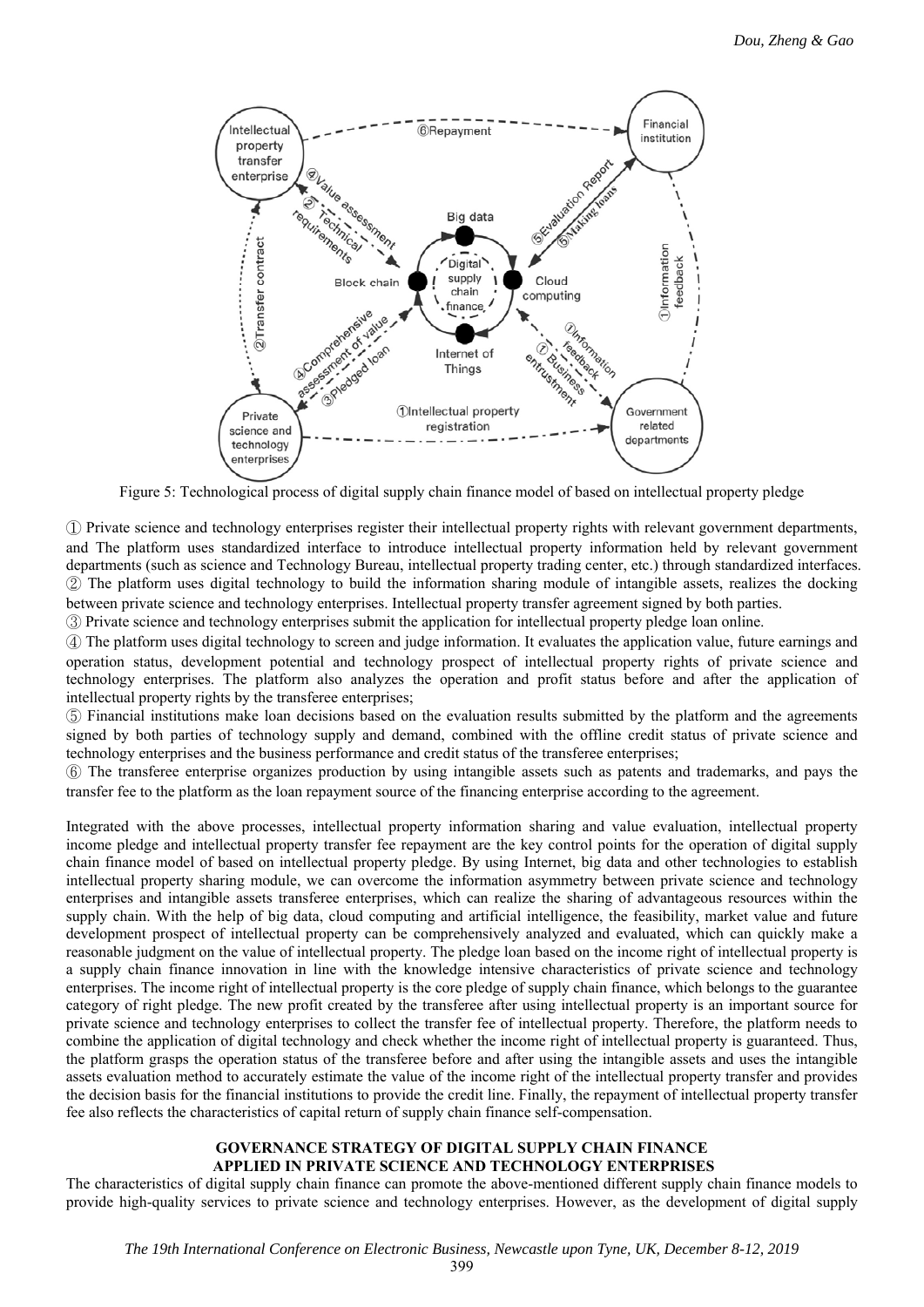Figure 5: Technological process of digital supply chain finance model of based on intellectual property pledge

① Private science and technology enterprises register their intellectual property rights with relevant government departments, and The platform uses standardized interface to introduce intellectual property information held by relevant government departments (such as science and Technology Bureau, intellectual property trading center, etc.) through standardized interfaces.
② The platform uses digital technology to build the information sharing module of intangible assets, realizes the docking between private science and technology enterprises. Intellectual property transfer agreement signed by both parties.
③ Private science and technology enterprises submit the application for intellectual property pledge loan online.
④ The platform uses digital technology to screen and judge information. It evaluates the application value, future earnings and operation status, development potential and technology prospect of intellectual property rights of private science and technology enterprises. The platform also analyzes the operation and profit status before and after the application of intellectual property rights by the transferee enterprises;
⑤ Financial institutions make loan decisions based on the evaluation results submitted by the platform and the agreements signed by both parties of technology supply and demand, combined with the offline credit status of private science and technology enterprises and the business performance and credit status of the transferee enterprises;
⑥ The transferee enterprise organizes production by using intangible assets such as patents and trademarks, and pays the transfer fee to the platform as the loan repayment source of the financing enterprise according to the agreement.

Integrated with the above processes, intellectual property information sharing and value evaluation, intellectual property income pledge and intellectual property transfer fee repayment are the key control points for the operation of digital supply chain finance model of based on intellectual property pledge. By using Internet, big data and other technologies to establish intellectual property sharing module, we can overcome the information asymmetry between private science and technology enterprises and intangible assets transferee enterprises, which can realize the sharing of advantageous resources within the supply chain. With the help of big data, cloud computing and artificial intelligence, the feasibility, market value and future development prospect of intellectual property can be comprehensively analyzed and evaluated, which can quickly make a reasonable judgment on the value of intellectual property. The pledge loan based on the income right of intellectual property is a supply chain finance innovation in line with the knowledge intensive characteristics of private science and technology enterprises. The income right of intellectual property is the core pledge of supply chain finance, which belongs to the guarantee category of right pledge. The new profit created by the transferee after using intellectual property is an important source for private science and technology enterprises to collect the transfer fee of intellectual property. Therefore, the platform needs to combine the application of digital technology and check whether the income right of intellectual property is guaranteed. Thus, the platform grasps the operation status of the transferee before and after using the intangible assets and uses the intangible assets evaluation method to accurately estimate the value of the income right of the intellectual property transfer and provides the decision basis for the financial institutions to provide the credit line. Finally, the repayment of intellectual property transfer fee also reflects the characteristics of capital return of supply chain finance self-compensation.

## GOVERNANCE STRATEGY OF DIGITAL SUPPLY CHAIN FINANCE APPLIED IN PRIVATE SCIENCE AND TECHNOLOGY ENTERPRISES

The characteristics of digital supply chain finance can promote the above-mentioned different supply chain finance models to provide high-quality services to private science and technology enterprises. However, as the development of digital supply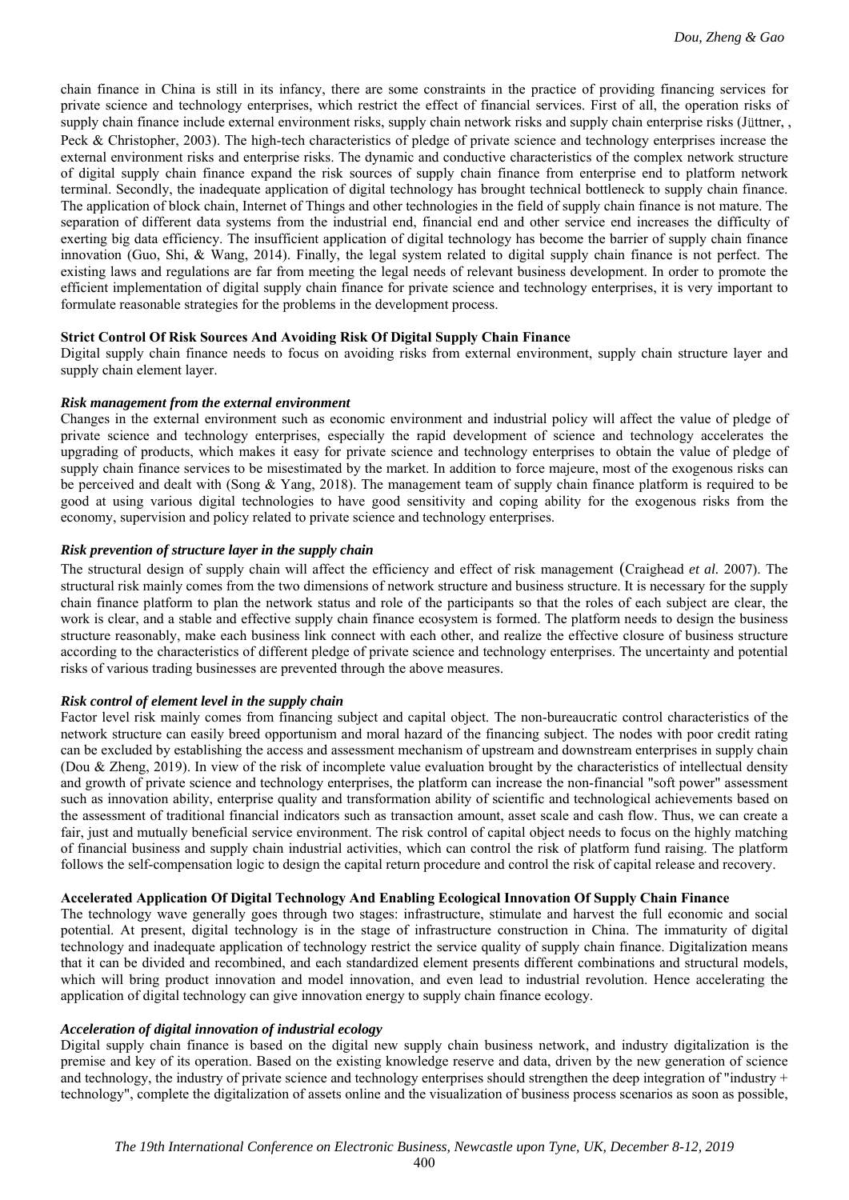chain finance in China is still in its infancy, there are some constraints in the practice of providing financing services for private science and technology enterprises, which restrict the effect of financial services. First of all, the operation risks of supply chain finance include external environment risks, supply chain network risks and supply chain enterprise risks (Jüttner, , Peck & Christopher, 2003). The high-tech characteristics of pledge of private science and technology enterprises increase the external environment risks and enterprise risks. The dynamic and conductive characteristics of the complex network structure of digital supply chain finance expand the risk sources of supply chain finance from enterprise end to platform network terminal. Secondly, the inadequate application of digital technology has brought technical bottleneck to supply chain finance. The application of block chain, Internet of Things and other technologies in the field of supply chain finance is not mature. The separation of different data systems from the industrial end, financial end and other service end increases the difficulty of exerting big data efficiency. The insufficient application of digital technology has become the barrier of supply chain finance innovation (Guo, Shi, & Wang, 2014). Finally, the legal system related to digital supply chain finance is not perfect. The existing laws and regulations are far from meeting the legal needs of relevant business development. In order to promote the efficient implementation of digital supply chain finance for private science and technology enterprises, it is very important to formulate reasonable strategies for the problems in the development process.

## Strict Control Of Risk Sources And Avoiding Risk Of Digital Supply Chain Finance

Digital supply chain finance needs to focus on avoiding risks from external environment, supply chain structure layer and supply chain element layer.

### *Risk management from the external environment*

Changes in the external environment such as economic environment and industrial policy will affect the value of pledge of private science and technology enterprises, especially the rapid development of science and technology accelerates the upgrading of products, which makes it easy for private science and technology enterprises to obtain the value of pledge of supply chain finance services to be misestimated by the market. In addition to force majeure, most of the exogenous risks can be perceived and dealt with (Song & Yang, 2018). The management team of supply chain finance platform is required to be good at using various digital technologies to have good sensitivity and coping ability for the exogenous risks from the economy, supervision and policy related to private science and technology enterprises.

### *Risk prevention of structure layer in the supply chain*

The structural design of supply chain will affect the efficiency and effect of risk management (Craighead *et al.* 2007). The structural risk mainly comes from the two dimensions of network structure and business structure. It is necessary for the supply chain finance platform to plan the network status and role of the participants so that the roles of each subject are clear, the work is clear, and a stable and effective supply chain finance ecosystem is formed. The platform needs to design the business structure reasonably, make each business link connect with each other, and realize the effective closure of business structure according to the characteristics of different pledge of private science and technology enterprises. The uncertainty and potential risks of various trading businesses are prevented through the above measures.

### *Risk control of element level in the supply chain*

Factor level risk mainly comes from financing subject and capital object. The non-bureaucratic control characteristics of the network structure can easily breed opportunism and moral hazard of the financing subject. The nodes with poor credit rating can be excluded by establishing the access and assessment mechanism of upstream and downstream enterprises in supply chain (Dou & Zheng, 2019). In view of the risk of incomplete value evaluation brought by the characteristics of intellectual density and growth of private science and technology enterprises, the platform can increase the non-financial "soft power" assessment such as innovation ability, enterprise quality and transformation ability of scientific and technological achievements based on the assessment of traditional financial indicators such as transaction amount, asset scale and cash flow. Thus, we can create a fair, just and mutually beneficial service environment. The risk control of capital object needs to focus on the highly matching of financial business and supply chain industrial activities, which can control the risk of platform fund raising. The platform follows the self-compensation logic to design the capital return procedure and control the risk of capital release and recovery.

## Accelerated Application Of Digital Technology And Enabling Ecological Innovation Of Supply Chain Finance

The technology wave generally goes through two stages: infrastructure, stimulate and harvest the full economic and social potential. At present, digital technology is in the stage of infrastructure construction in China. The immaturity of digital technology and inadequate application of technology restrict the service quality of supply chain finance. Digitalization means that it can be divided and recombined, and each standardized element presents different combinations and structural models, which will bring product innovation and model innovation, and even lead to industrial revolution. Hence accelerating the application of digital technology can give innovation energy to supply chain finance ecology.

### *Acceleration of digital innovation of industrial ecology*

Digital supply chain finance is based on the digital new supply chain business network, and industry digitalization is the premise and key of its operation. Based on the existing knowledge reserve and data, driven by the new generation of science and technology, the industry of private science and technology enterprises should strengthen the deep integration of "industry + technology", complete the digitalization of assets online and the visualization of business process scenarios as soon as possible,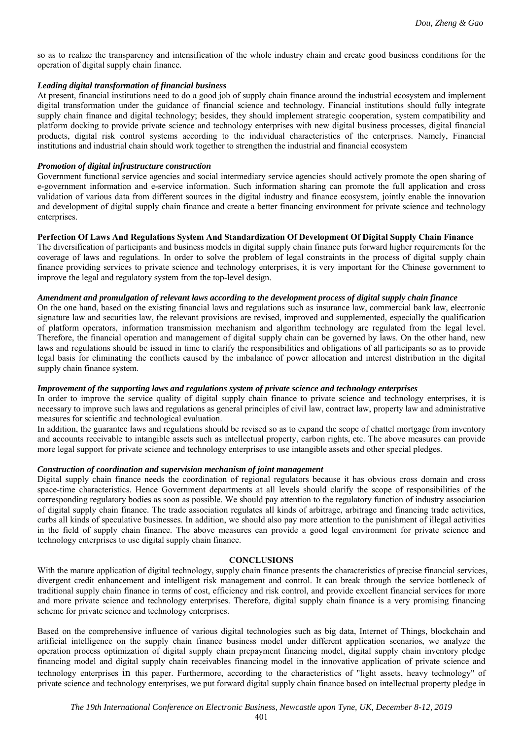so as to realize the transparency and intensification of the whole industry chain and create good business conditions for the operation of digital supply chain finance.

### *Leading digital transformation of financial business*

At present, financial institutions need to do a good job of supply chain finance around the industrial ecosystem and implement digital transformation under the guidance of financial science and technology. Financial institutions should fully integrate supply chain finance and digital technology; besides, they should implement strategic cooperation, system compatibility and platform docking to provide private science and technology enterprises with new digital business processes, digital financial products, digital risk control systems according to the individual characteristics of the enterprises. Namely, Financial institutions and industrial chain should work together to strengthen the industrial and financial ecosystem

### *Promotion of digital infrastructure construction*

Government functional service agencies and social intermediary service agencies should actively promote the open sharing of e-government information and e-service information. Such information sharing can promote the full application and cross validation of various data from different sources in the digital industry and finance ecosystem, jointly enable the innovation and development of digital supply chain finance and create a better financing environment for private science and technology enterprises.

## Perfection Of Laws And Regulations System And Standardization Of Development Of Digital Supply Chain Finance

The diversification of participants and business models in digital supply chain finance puts forward higher requirements for the coverage of laws and regulations. In order to solve the problem of legal constraints in the process of digital supply chain finance providing services to private science and technology enterprises, it is very important for the Chinese government to improve the legal and regulatory system from the top-level design.

### *Amendment and promulgation of relevant laws according to the development process of digital supply chain finance*

On the one hand, based on the existing financial laws and regulations such as insurance law, commercial bank law, electronic signature law and securities law, the relevant provisions are revised, improved and supplemented, especially the qualification of platform operators, information transmission mechanism and algorithm technology are regulated from the legal level. Therefore, the financial operation and management of digital supply chain can be governed by laws. On the other hand, new laws and regulations should be issued in time to clarify the responsibilities and obligations of all participants so as to provide legal basis for eliminating the conflicts caused by the imbalance of power allocation and interest distribution in the digital supply chain finance system.

### *Improvement of the supporting laws and regulations system of private science and technology enterprises*

In order to improve the service quality of digital supply chain finance to private science and technology enterprises, it is necessary to improve such laws and regulations as general principles of civil law, contract law, property law and administrative measures for scientific and technological evaluation.

In addition, the guarantee laws and regulations should be revised so as to expand the scope of chattel mortgage from inventory and accounts receivable to intangible assets such as intellectual property, carbon rights, etc. The above measures can provide more legal support for private science and technology enterprises to use intangible assets and other special pledges.

### *Construction of coordination and supervision mechanism of joint management*

Digital supply chain finance needs the coordination of regional regulators because it has obvious cross domain and cross space-time characteristics. Hence Government departments at all levels should clarify the scope of responsibilities of the corresponding regulatory bodies as soon as possible. We should pay attention to the regulatory function of industry association of digital supply chain finance. The trade association regulates all kinds of arbitrage, arbitrage and financing trade activities, curbs all kinds of speculative businesses. In addition, we should also pay more attention to the punishment of illegal activities in the field of supply chain finance. The above measures can provide a good legal environment for private science and technology enterprises to use digital supply chain finance.

## CONCLUSIONS

With the mature application of digital technology, supply chain finance presents the characteristics of precise financial services, divergent credit enhancement and intelligent risk management and control. It can break through the service bottleneck of traditional supply chain finance in terms of cost, efficiency and risk control, and provide excellent financial services for more and more private science and technology enterprises. Therefore, digital supply chain finance is a very promising financing scheme for private science and technology enterprises.

Based on the comprehensive influence of various digital technologies such as big data, Internet of Things, blockchain and artificial intelligence on the supply chain finance business model under different application scenarios, we analyze the operation process optimization of digital supply chain prepayment financing model, digital supply chain inventory pledge financing model and digital supply chain receivables financing model in the innovative application of private science and technology enterprises in this paper. Furthermore, according to the characteristics of "light assets, heavy technology" of private science and technology enterprises, we put forward digital supply chain finance based on intellectual property pledge in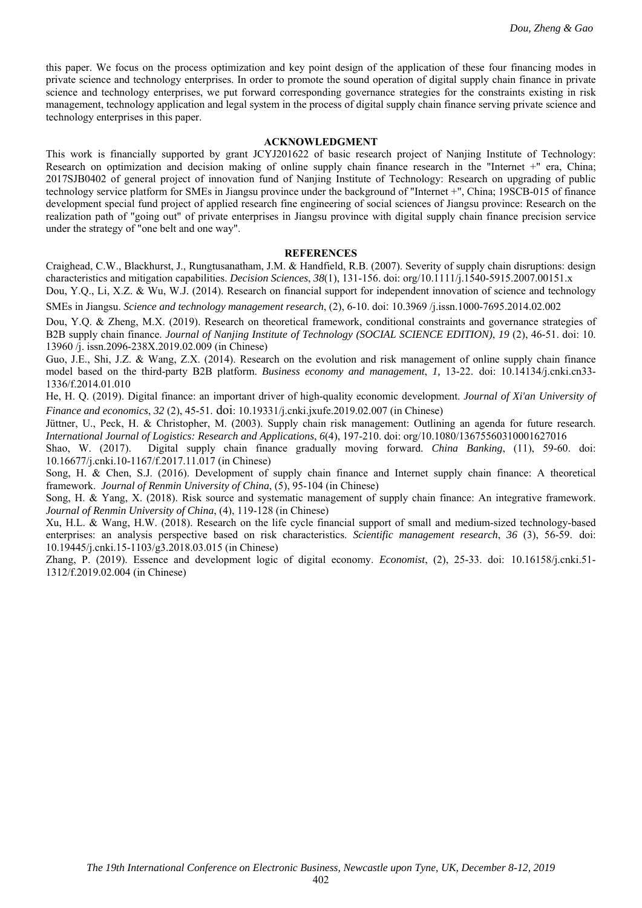this paper. We focus on the process optimization and key point design of the application of these four financing modes in private science and technology enterprises. In order to promote the sound operation of digital supply chain finance in private science and technology enterprises, we put forward corresponding governance strategies for the constraints existing in risk management, technology application and legal system in the process of digital supply chain finance serving private science and technology enterprises in this paper.

## ACKNOWLEDGMENT

This work is financially supported by grant JCYJ201622 of basic research project of Nanjing Institute of Technology: Research on optimization and decision making of online supply chain finance research in the "Internet +" era, China; 2017SJB0402 of general project of innovation fund of Nanjing Institute of Technology: Research on upgrading of public technology service platform for SMEs in Jiangsu province under the background of "Internet +", China; 19SCB-015 of finance development special fund project of applied research fine engineering of social sciences of Jiangsu province: Research on the realization path of "going out" of private enterprises in Jiangsu province with digital supply chain finance precision service under the strategy of "one belt and one way".

## REFERENCES

Craighead, C.W., Blackhurst, J., Rungtusanatham, J.M. & Handfield, R.B. (2007). Severity of supply chain disruptions: design characteristics and mitigation capabilities. *Decision Sciences*, *38*(1), 131-156. doi: org/10.1111/j.1540-5915.2007.00151.x

Dou, Y.Q., Li, X.Z. & Wu, W.J. (2014). Research on financial support for independent innovation of science and technology SMEs in Jiangsu. *Science and technology management research*, (2), 6-10. doi: 10.3969 /j.issn.1000-7695.2014.02.002

Dou, Y.Q. & Zheng, M.X. (2019). Research on theoretical framework, conditional constraints and governance strategies of B2B supply chain finance. *Journal of Nanjing Institute of Technology (SOCIAL SCIENCE EDITION)*, *19* (2), 46-51. doi: 10. 13960 /j. issn.2096-238X.2019.02.009 (in Chinese)

Guo, J.E., Shi, J.Z. & Wang, Z.X. (2014). Research on the evolution and risk management of online supply chain finance model based on the third-party B2B platform. *Business economy and management*, *1,* 13-22. doi: 10.14134/j.cnki.cn33-1336/f.2014.01.010

He, H. Q. (2019). Digital finance: an important driver of high-quality economic development. *Journal of Xi'an University of Finance and economics*, *32* (2), 45-51. doi: 10.19331/j.cnki.jxufe.2019.02.007 (in Chinese)

Jüttner, U., Peck, H. & Christopher, M. (2003). Supply chain risk management: Outlining an agenda for future research. *International Journal of Logistics: Research and Applications*, *6*(4), 197-210. doi: org/10.1080/13675560310001627016

Shao, W. (2017). Digital supply chain finance gradually moving forward. *China Banking*, (11), 59-60. doi: 10.16677/j.cnki.10-1167/f.2017.11.017 (in Chinese)

Song, H. & Chen, S.J. (2016). Development of supply chain finance and Internet supply chain finance: A theoretical framework. *Journal of Renmin University of China*, (5), 95-104 (in Chinese)

Song, H. & Yang, X. (2018). Risk source and systematic management of supply chain finance: An integrative framework. *Journal of Renmin University of China*, (4), 119-128 (in Chinese)

Xu, H.L. & Wang, H.W. (2018). Research on the life cycle financial support of small and medium-sized technology-based enterprises: an analysis perspective based on risk characteristics. *Scientific management research*, *36* (3), 56-59. doi: 10.19445/j.cnki.15-1103/g3.2018.03.015 (in Chinese)

Zhang, P. (2019). Essence and development logic of digital economy. *Economist*, (2), 25-33. doi: 10.16158/j.cnki.51-1312/f.2019.02.004 (in Chinese)